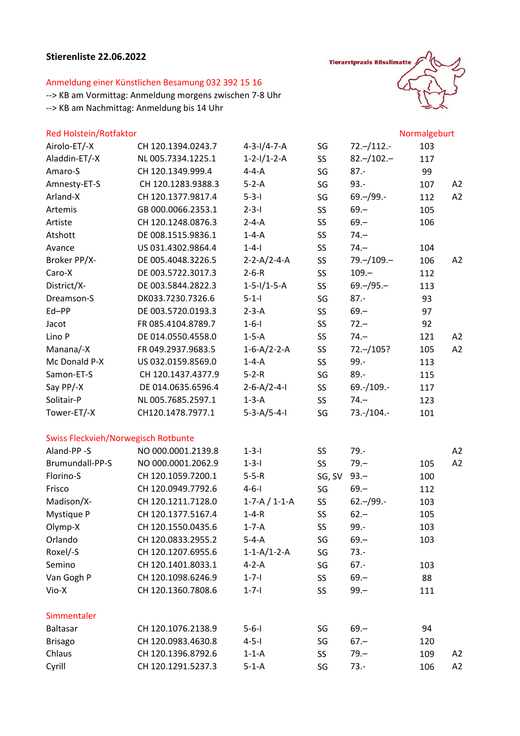**Stierenliste 22.06.2022**

Tierarztpraxis Rösslimatte

Anmeldung einer Künstlichen Besamung 032 392 15 16

--> KB am Vormittag: Anmeldung morgens zwischen 7-8 Uhr

--> KB am Nachmittag: Anmeldung bis 14 Uhr

| Red Holstein/Rotfaktor | | | | | Normalgeburt | |
|---|---|---|---|---|---|---|
| Airolo-ET/-X | CH 120.1394.0243.7 | 4-3-I/4-7-A | SG | 72.–/112.- | 103 | |
| Aladdin-ET/-X | NL 005.7334.1225.1 | 1-2-I/1-2-A | SS | 82.–/102.– | 117 | |
| Amaro-S | CH 120.1349.999.4 | 4-4-A | SG | 87.- | 99 | |
| Amnesty-ET-S | CH 120.1283.9388.3 | 5-2-A | SG | 93.- | 107 | A2 |
| Arland-X | CH 120.1377.9817.4 | 5-3-I | SG | 69.–/99.- | 112 | A2 |
| Artemis | GB 000.0066.2353.1 | 2-3-I | SS | 69.– | 105 | |
| Artiste | CH 120.1248.0876.3 | 2-4-A | SS | 69.– | 106 | |
| Atshott | DE 008.1515.9836.1 | 1-4-A | SS | 74.– | | |
| Avance | US 031.4302.9864.4 | 1-4-I | SS | 74.– | 104 | |
| Broker PP/X- | DE 005.4048.3226.5 | 2-2-A/2-4-A | SS | 79.–/109.– | 106 | A2 |
| Caro-X | DE 003.5722.3017.3 | 2-6-R | SS | 109.– | 112 | |
| District/X- | DE 003.5844.2822.3 | 1-5-I/1-5-A | SS | 69.–/95.– | 113 | |
| Dreamson-S | DK033.7230.7326.6 | 5-1-I | SG | 87.- | 93 | |
| Ed–PP | DE 003.5720.0193.3 | 2-3-A | SS | 69.– | 97 | |
| Jacot | FR 085.4104.8789.7 | 1-6-I | SS | 72.– | 92 | |
| Lino P | DE 014.0550.4558.0 | 1-5-A | SS | 74.– | 121 | A2 |
| Manana/-X | FR 049.2937.9683.5 | 1-6-A/2-2-A | SS | 72.–/105? | 105 | A2 |
| Mc Donald P-X | US 032.0159.8569.0 | 1-4-A | SS | 99.- | 113 | |
| Samon-ET-S | CH 120.1437.4377.9 | 5-2-R | SG | 89.- | 115 | |
| Say PP/-X | DE 014.0635.6596.4 | 2-6-A/2-4-I | SS | 69.-/109.- | 117 | |
| Solitair-P | NL 005.7685.2597.1 | 1-3-A | SS | 74.– | 123 | |
| Tower-ET/-X | CH120.1478.7977.1 | 5-3-A/5-4-I | SG | 73.-/104.- | 101 | |
| **Swiss Fleckvieh/Norwegisch Rotbunte** | | | | | | |
| Aland-PP -S | NO 000.0001.2139.8 | 1-3-I | SS | 79.- | | A2 |
| Brumundall-PP-S | NO 000.0001.2062.9 | 1-3-I | SS | 79.– | 105 | A2 |
| Florino-S | CH 120.1059.7200.1 | 5-5-R | SG, SV | 93.– | 100 | |
| Frisco | CH 120.0949.7792.6 | 4-6-I | SG | 69.– | 112 | |
| Madison/X- | CH 120.1211.7128.0 | 1-7-A / 1-1-A | SS | 62.–/99.- | 103 | |
| Mystique P | CH 120.1377.5167.4 | 1-4-R | SS | 62.– | 105 | |
| Olymp-X | CH 120.1550.0435.6 | 1-7-A | SS | 99.- | 103 | |
| Orlando | CH 120.0833.2955.2 | 5-4-A | SG | 69.– | 103 | |
| Roxel/-S | CH 120.1207.6955.6 | 1-1-A/1-2-A | SG | 73.- | | |
| Semino | CH 120.1401.8033.1 | 4-2-A | SG | 67.- | 103 | |
| Van Gogh P | CH 120.1098.6246.9 | 1-7-I | SS | 69.– | 88 | |
| Vio-X | CH 120.1360.7808.6 | 1-7-I | SS | 99.– | 111 | |
| **Simmentaler** | | | | | | |
| Baltasar | CH 120.1076.2138.9 | 5-6-I | SG | 69.– | 94 | |
| Brisago | CH 120.0983.4630.8 | 4-5-I | SG | 67.– | 120 | |
| Chlaus | CH 120.1396.8792.6 | 1-1-A | SS | 79.– | 109 | A2 |
| Cyrill | CH 120.1291.5237.3 | 5-1-A | SG | 73.- | 106 | A2 |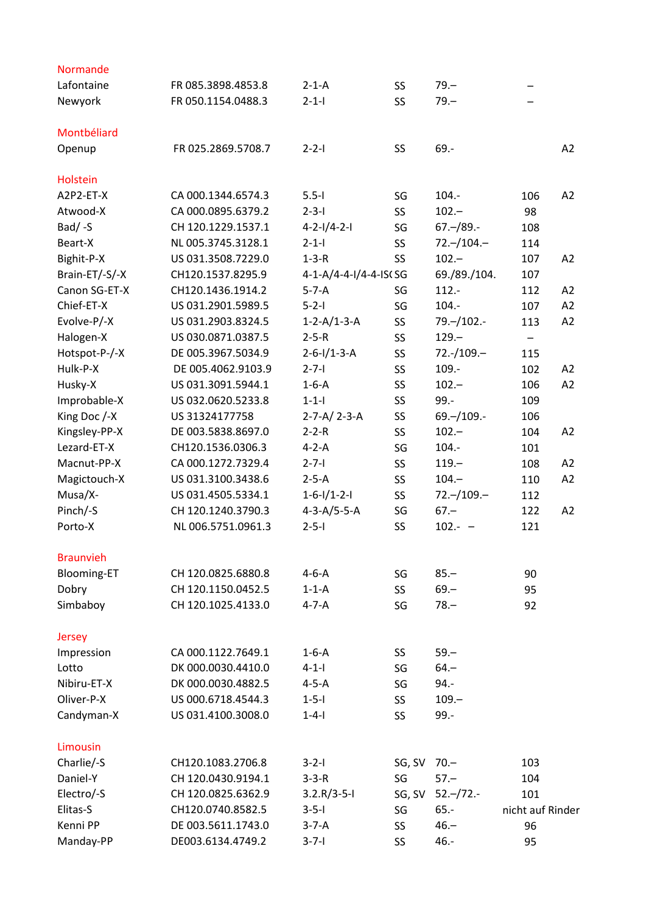| | | | | | | |
|---|---|---|---|---|---|---|
| **Normande** | | | | | | |
| Lafontaine | FR 085.3898.4853.8 | 2-1-A | SS | 79.– | – | |
| Newyork | FR 050.1154.0488.3 | 2-1-I | SS | 79.– | – | |
| | | | | | | |
| **Montbéliard** | | | | | | |
| Openup | FR 025.2869.5708.7 | 2-2-I | SS | 69.- | | A2 |
| | | | | | | |
| **Holstein** | | | | | | |
| A2P2-ET-X | CA 000.1344.6574.3 | 5.5-I | SG | 104.- | 106 | A2 |
| Atwood-X | CA 000.0895.6379.2 | 2-3-I | SS | 102.– | 98 | |
| Bad/ -S | CH 120.1229.1537.1 | 4-2-I/4-2-I | SG | 67.–/89.- | 108 | |
| Beart-X | NL 005.3745.3128.1 | 2-1-I | SS | 72.–/104.– | 114 | |
| Bighit-P-X | US 031.3508.7229.0 | 1-3-R | SS | 102.– | 107 | A2 |
| Brain-ET/-S/-X | CH120.1537.8295.9 | 4-1-A/4-4-I/4-4-IS( | SG | 69./89./104. | 107 | |
| Canon SG-ET-X | CH120.1436.1914.2 | 5-7-A | SG | 112.- | 112 | A2 |
| Chief-ET-X | US 031.2901.5989.5 | 5-2-I | SG | 104.- | 107 | A2 |
| Evolve-P/-X | US 031.2903.8324.5 | 1-2-A/1-3-A | SS | 79.–/102.- | 113 | A2 |
| Halogen-X | US 030.0871.0387.5 | 2-5-R | SS | 129.– | – | |
| Hotspot-P-/-X | DE 005.3967.5034.9 | 2-6-I/1-3-A | SS | 72.-/109.– | 115 | |
| Hulk-P-X | DE 005.4062.9103.9 | 2-7-I | SS | 109.- | 102 | A2 |
| Husky-X | US 031.3091.5944.1 | 1-6-A | SS | 102.– | 106 | A2 |
| Improbable-X | US 032.0620.5233.8 | 1-1-I | SS | 99.- | 109 | |
| King Doc /-X | US 31324177758 | 2-7-A/ 2-3-A | SS | 69.–/109.- | 106 | |
| Kingsley-PP-X | DE 003.5838.8697.0 | 2-2-R | SS | 102.– | 104 | A2 |
| Lezard-ET-X | CH120.1536.0306.3 | 4-2-A | SG | 104.- | 101 | |
| Macnut-PP-X | CA 000.1272.7329.4 | 2-7-I | SS | 119.– | 108 | A2 |
| Magictouch-X | US 031.3100.3438.6 | 2-5-A | SS | 104.– | 110 | A2 |
| Musa/X- | US 031.4505.5334.1 | 1-6-I/1-2-I | SS | 72.–/109.– | 112 | |
| Pinch/-S | CH 120.1240.3790.3 | 4-3-A/5-5-A | SG | 67.– | 122 | A2 |
| Porto-X | NL 006.5751.0961.3 | 2-5-I | SS | 102.- – | 121 | |
| | | | | | | |
| **Braunvieh** | | | | | | |
| Blooming-ET | CH 120.0825.6880.8 | 4-6-A | SG | 85.– | 90 | |
| Dobry | CH 120.1150.0452.5 | 1-1-A | SS | 69.– | 95 | |
| Simbaboy | CH 120.1025.4133.0 | 4-7-A | SG | 78.– | 92 | |
| | | | | | | |
| **Jersey** | | | | | | |
| Impression | CA 000.1122.7649.1 | 1-6-A | SS | 59.– | | |
| Lotto | DK 000.0030.4410.0 | 4-1-I | SG | 64.– | | |
| Nibiru-ET-X | DK 000.0030.4882.5 | 4-5-A | SG | 94.- | | |
| Oliver-P-X | US 000.6718.4544.3 | 1-5-I | SS | 109.– | | |
| Candyman-X | US 031.4100.3008.0 | 1-4-I | SS | 99.- | | |
| | | | | | | |
| **Limousin** | | | | | | |
| Charlie/-S | CH120.1083.2706.8 | 3-2-I | SG, SV | 70.– | 103 | |
| Daniel-Y | CH 120.0430.9194.1 | 3-3-R | SG | 57.– | 104 | |
| Electro/-S | CH 120.0825.6362.9 | 3.2.R/3-5-I | SG, SV | 52.–/72.- | 101 | |
| Elitas-S | CH120.0740.8582.5 | 3-5-I | SG | 65.- | nicht auf Rinder | |
| Kenni PP | DE 003.5611.1743.0 | 3-7-A | SS | 46.– | 96 | |
| Manday-PP | DE003.6134.4749.2 | 3-7-I | SS | 46.- | 95 | |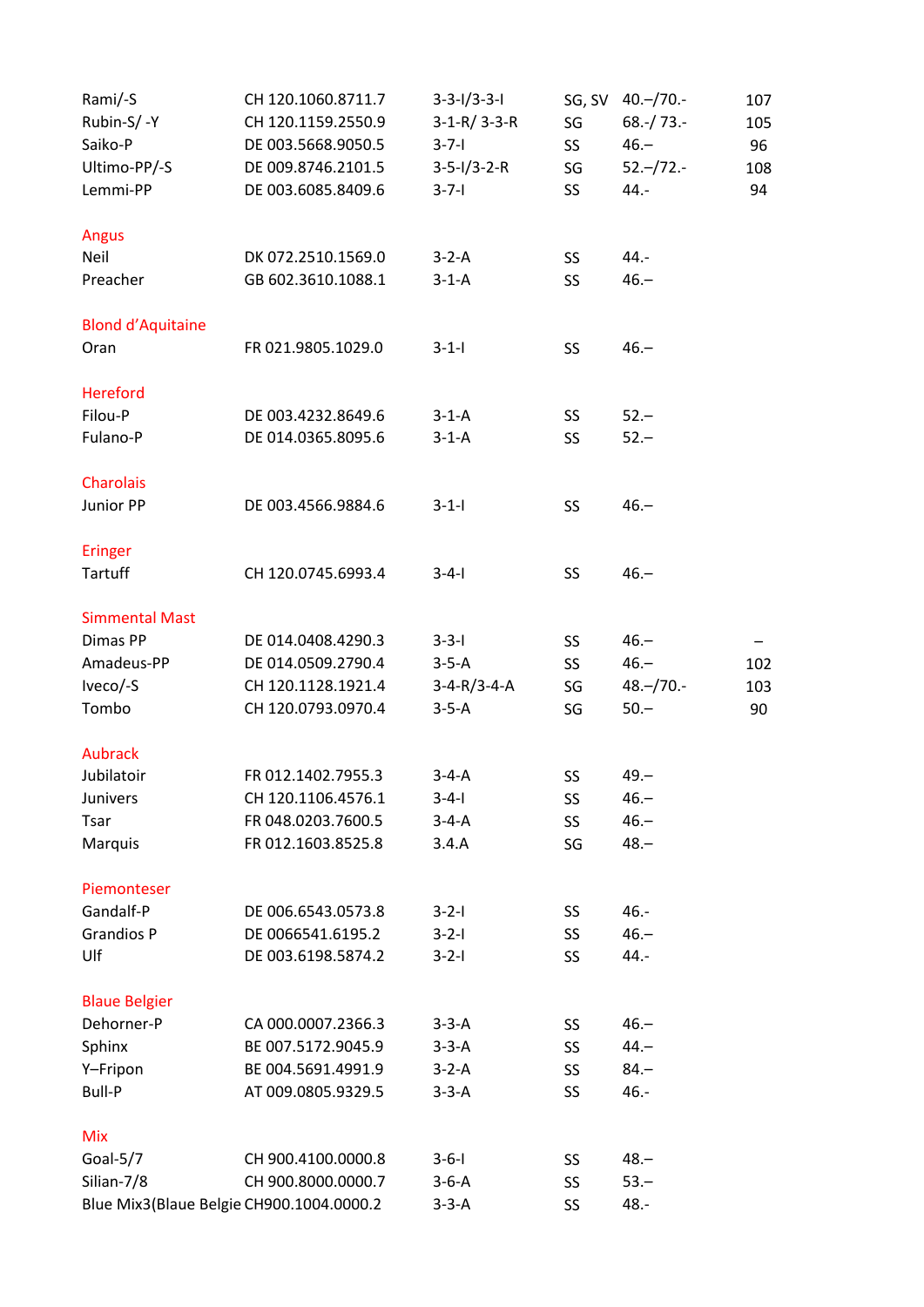| | | | | | |
|---|---|---|---|---|---|
| Rami/-S | CH 120.1060.8711.7 | 3-3-I/3-3-I | SG, SV | 40.–/70.- | 107 |
| Rubin-S/ -Y | CH 120.1159.2550.9 | 3-1-R/ 3-3-R | SG | 68.-/ 73.- | 105 |
| Saiko-P | DE 003.5668.9050.5 | 3-7-I | SS | 46.– | 96 |
| Ultimo-PP/-S | DE 009.8746.2101.5 | 3-5-I/3-2-R | SG | 52.–/72.- | 108 |
| Lemmi-PP | DE 003.6085.8409.6 | 3-7-I | SS | 44.- | 94 |
| | | | | | |
| Angus | | | | | |
| Neil | DK 072.2510.1569.0 | 3-2-A | SS | 44.- | |
| Preacher | GB 602.3610.1088.1 | 3-1-A | SS | 46.– | |
| | | | | | |
| Blond d'Aquitaine | | | | | |
| Oran | FR 021.9805.1029.0 | 3-1-I | SS | 46.– | |
| | | | | | |
| Hereford | | | | | |
| Filou-P | DE 003.4232.8649.6 | 3-1-A | SS | 52.– | |
| Fulano-P | DE 014.0365.8095.6 | 3-1-A | SS | 52.– | |
| | | | | | |
| Charolais | | | | | |
| Junior PP | DE 003.4566.9884.6 | 3-1-I | SS | 46.– | |
| | | | | | |
| Eringer | | | | | |
| Tartuff | CH 120.0745.6993.4 | 3-4-I | SS | 46.– | |
| | | | | | |
| Simmental Mast | | | | | |
| Dimas PP | DE 014.0408.4290.3 | 3-3-I | SS | 46.– | – |
| Amadeus-PP | DE 014.0509.2790.4 | 3-5-A | SS | 46.– | 102 |
| Iveco/-S | CH 120.1128.1921.4 | 3-4-R/3-4-A | SG | 48.–/70.- | 103 |
| Tombo | CH 120.0793.0970.4 | 3-5-A | SG | 50.– | 90 |
| | | | | | |
| Aubrack | | | | | |
| Jubilatoir | FR 012.1402.7955.3 | 3-4-A | SS | 49.– | |
| Junivers | CH 120.1106.4576.1 | 3-4-I | SS | 46.– | |
| Tsar | FR 048.0203.7600.5 | 3-4-A | SS | 46.– | |
| Marquis | FR 012.1603.8525.8 | 3.4.A | SG | 48.– | |
| | | | | | |
| Piemonteser | | | | | |
| Gandalf-P | DE 006.6543.0573.8 | 3-2-I | SS | 46.- | |
| Grandios P | DE 0066541.6195.2 | 3-2-I | SS | 46.– | |
| Ulf | DE 003.6198.5874.2 | 3-2-I | SS | 44.- | |
| | | | | | |
| Blaue Belgier | | | | | |
| Dehorner-P | CA 000.0007.2366.3 | 3-3-A | SS | 46.– | |
| Sphinx | BE 007.5172.9045.9 | 3-3-A | SS | 44.– | |
| Y–Fripon | BE 004.5691.4991.9 | 3-2-A | SS | 84.– | |
| Bull-P | AT 009.0805.9329.5 | 3-3-A | SS | 46.- | |
| | | | | | |
| Mix | | | | | |
| Goal-5/7 | CH 900.4100.0000.8 | 3-6-I | SS | 48.– | |
| Silian-7/8 | CH 900.8000.0000.7 | 3-6-A | SS | 53.– | |
| Blue Mix3(Blaue Belgie | CH900.1004.0000.2 | 3-3-A | SS | 48.- | |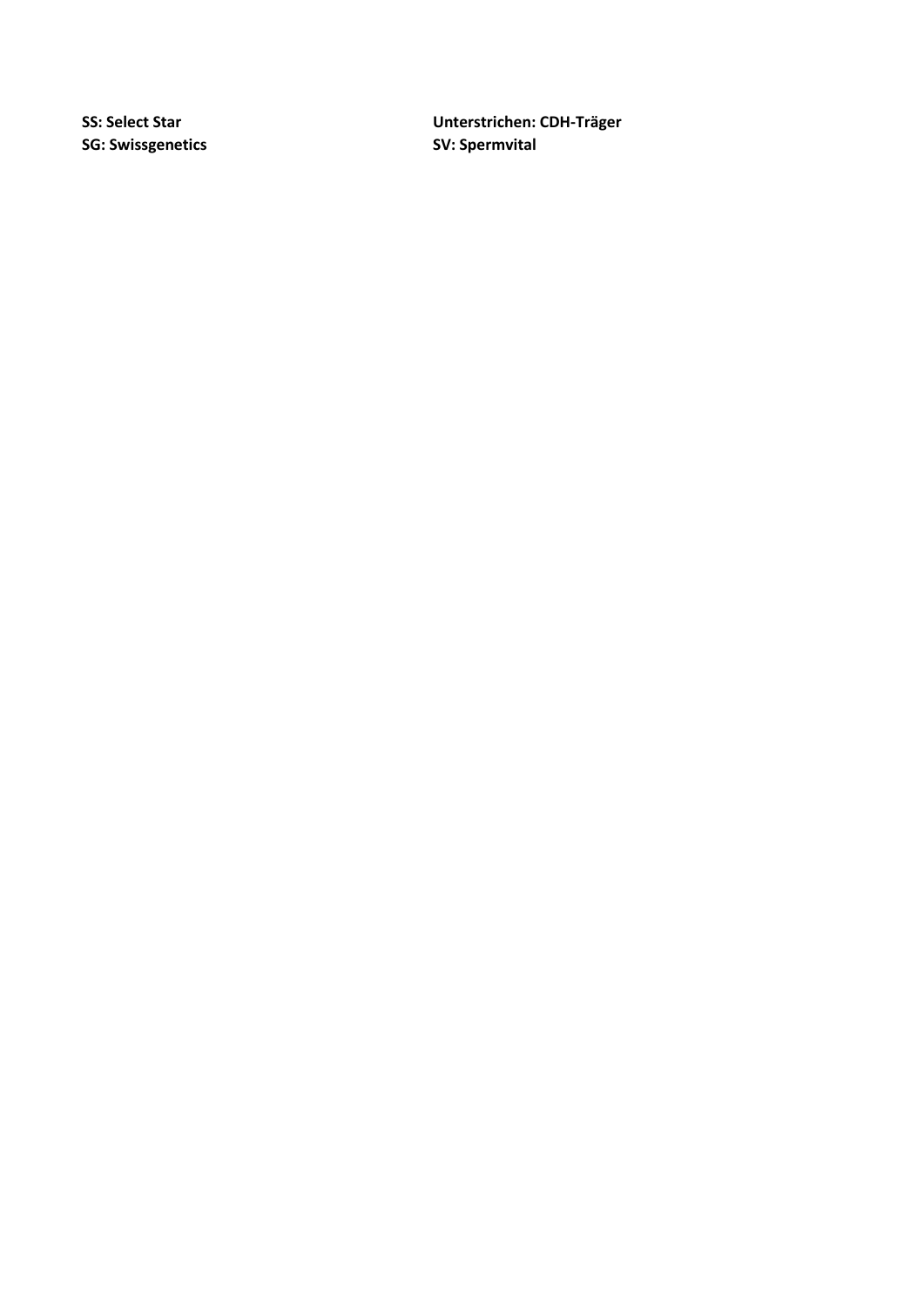**SS: Select Star**
**SG: Swissgenetics**

**Unterstrichen: CDH-Träger**
**SV: Spermvital**